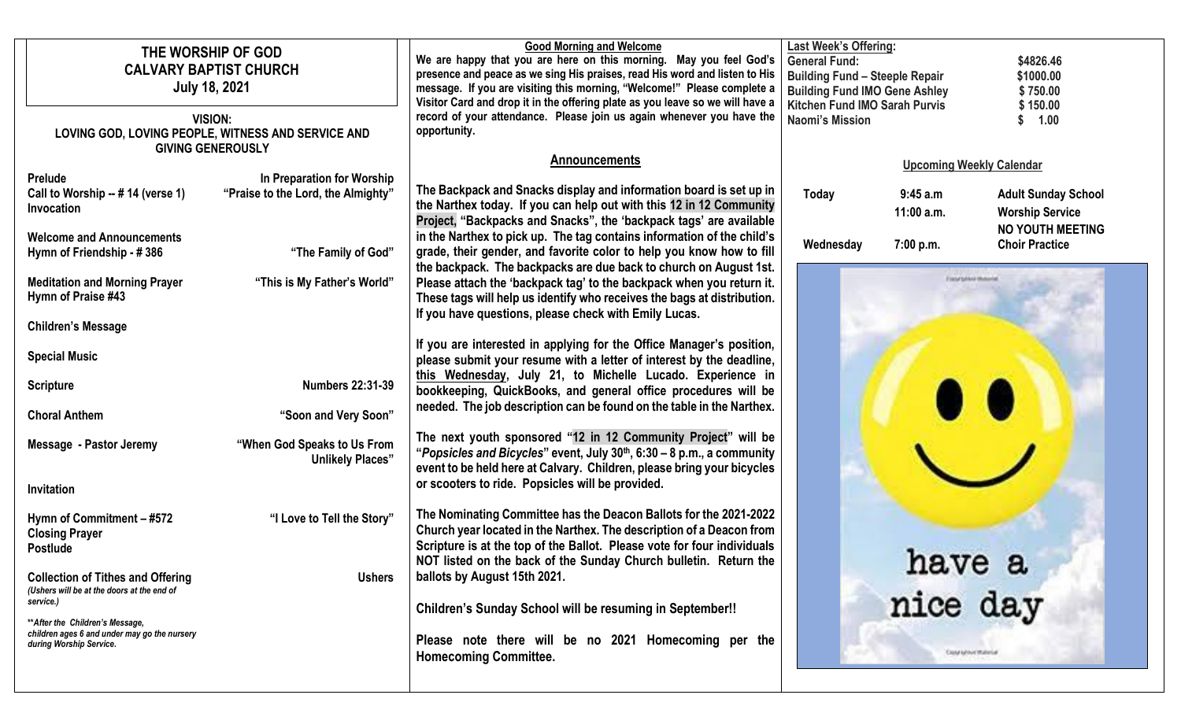# THE WORSHIP OF GOD
## CALVARY BAPTIST CHURCH
**July 18, 2021**

**VISION:**
**LOVING GOD, LOVING PEOPLE, WITNESS AND SERVICE AND GIVING GENEROUSLY**

| | |
|---|---|
| **Prelude** | **In Preparation for Worship** |
| **Call to Worship -- # 14 (verse 1)** | **"Praise to the Lord, the Almighty"** |
| **Invocation** | |
| **Welcome and Announcements** | |
| **Hymn of Friendship - # 386** | **"The Family of God"** |
| **Meditation and Morning Prayer** | **"This is My Father's World"** |
| **Hymn of Praise #43** | |
| **Children's Message** | |
| **Special Music** | |
| **Scripture** | **Numbers 22:31-39** |
| **Choral Anthem** | **"Soon and Very Soon"** |
| **Message - Pastor Jeremy** | **"When God Speaks to Us From Unlikely Places"** |
| **Invitation** | |
| **Hymn of Commitment – #572** | **"I Love to Tell the Story"** |
| **Closing Prayer** | |
| **Postlude** | |
| **Collection of Tithes and Offering** | **Ushers** |

*(Ushers will be at the doors at the end of service.)*

***After the Children's Message, children ages 6 and under may go the nursery during Worship Service.*

**Good Morning and Welcome**

**We are happy that you are here on this morning. May you feel God's presence and peace as we sing His praises, read His word and listen to His message. If you are visiting this morning, "Welcome!" Please complete a Visitor Card and drop it in the offering plate as you leave so we will have a record of your attendance. Please join us again whenever you have the opportunity.**

## Announcements

**The Backpack and Snacks display and information board is set up in the Narthex today. If you can help out with this 12 in 12 Community Project, "Backpacks and Snacks", the 'backpack tags' are available in the Narthex to pick up. The tag contains information of the child's grade, their gender, and favorite color to help you know how to fill the backpack. The backpacks are due back to church on August 1st. Please attach the 'backpack tag' to the backpack when you return it. These tags will help us identify who receives the bags at distribution. If you have questions, please check with Emily Lucas.**

**If you are interested in applying for the Office Manager's position, please submit your resume with a letter of interest by the deadline, this Wednesday, July 21, to Michelle Lucado. Experience in bookkeeping, QuickBooks, and general office procedures will be needed. The job description can be found on the table in the Narthex.**

**The next youth sponsored "12 in 12 Community Project" will be "*Popsicles and Bicycles*" event, July 30th, 6:30 – 8 p.m., a community event to be held here at Calvary. Children, please bring your bicycles or scooters to ride. Popsicles will be provided.**

**The Nominating Committee has the Deacon Ballots for the 2021-2022 Church year located in the Narthex. The description of a Deacon from Scripture is at the top of the Ballot. Please vote for four individuals NOT listed on the back of the Sunday Church bulletin. Return the ballots by August 15th 2021.**

**Children's Sunday School will be resuming in September!!**

**Please note there will be no 2021 Homecoming per the Homecoming Committee.**

**Last Week's Offering:**

| | |
|---|---|
| General Fund: | $4826.46 |
| Building Fund – Steeple Repair | $1000.00 |
| Building Fund IMO Gene Ashley | $ 750.00 |
| Kitchen Fund IMO Sarah Purvis | $ 150.00 |
| Naomi's Mission | $ 1.00 |

**Upcoming Weekly Calendar**

| | | |
|---|---|---|
| Today | 9:45 a.m | Adult Sunday School |
| | 11:00 a.m. | Worship Service |
| | | NO YOUTH MEETING |
| Wednesday | 7:00 p.m. | Choir Practice |

have a nice day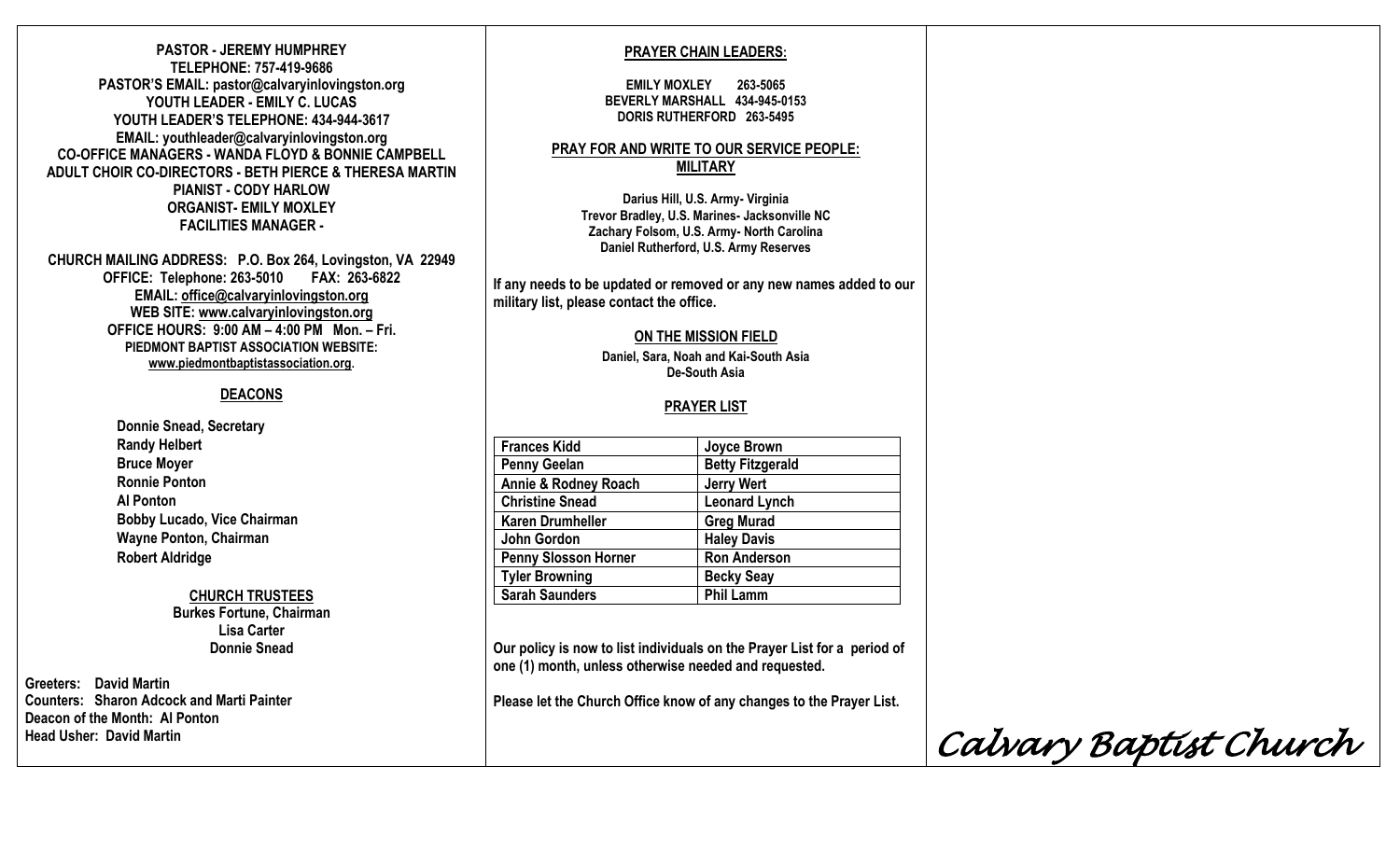**PASTOR - JEREMY HUMPHREY**
**TELEPHONE: 757-419-9686**
**PASTOR'S EMAIL: pastor@calvaryinlovingston.org**
**YOUTH LEADER - EMILY C. LUCAS**
**YOUTH LEADER'S TELEPHONE: 434-944-3617**
**EMAIL: youthleader@calvaryinlovingston.org**
**CO-OFFICE MANAGERS - WANDA FLOYD & BONNIE CAMPBELL**
**ADULT CHOIR CO-DIRECTORS - BETH PIERCE & THERESA MARTIN**
**PIANIST - CODY HARLOW**
**ORGANIST- EMILY MOXLEY**
**FACILITIES MANAGER -**

**CHURCH MAILING ADDRESS: P.O. Box 264, Lovingston, VA 22949**
**OFFICE: Telephone: 263-5010 FAX: 263-6822**
**EMAIL: office@calvaryinlovingston.org**
**WEB SITE: www.calvaryinlovingston.org**
**OFFICE HOURS: 9:00 AM – 4:00 PM Mon. – Fri.**
**PIEDMONT BAPTIST ASSOCIATION WEBSITE:**
**www.piedmontbaptistassociation.org.**

## DEACONS

**Donnie Snead, Secretary**
**Randy Helbert**
**Bruce Moyer**
**Ronnie Ponton**
**Al Ponton**
**Bobby Lucado, Vice Chairman**
**Wayne Ponton, Chairman**
**Robert Aldridge**

## CHURCH TRUSTEES

**Burkes Fortune, Chairman**
**Lisa Carter**
**Donnie Snead**

**Greeters: David Martin**
**Counters: Sharon Adcock and Marti Painter**
**Deacon of the Month: Al Ponton**
**Head Usher: David Martin**

## PRAYER CHAIN LEADERS:

**EMILY MOXLEY 263-5065**
**BEVERLY MARSHALL 434-945-0153**
**DORIS RUTHERFORD 263-5495**

## PRAY FOR AND WRITE TO OUR SERVICE PEOPLE:

### MILITARY

**Darius Hill, U.S. Army- Virginia**
**Trevor Bradley, U.S. Marines- Jacksonville NC**
**Zachary Folsom, U.S. Army- North Carolina**
**Daniel Rutherford, U.S. Army Reserves**

**If any needs to be updated or removed or any new names added to our military list, please contact the office.**

## ON THE MISSION FIELD

**Daniel, Sara, Noah and Kai-South Asia**
**De-South Asia**

## PRAYER LIST

| | |
|---|---|
| Frances Kidd | Joyce Brown |
| Penny Geelan | Betty Fitzgerald |
| Annie & Rodney Roach | Jerry Wert |
| Christine Snead | Leonard Lynch |
| Karen Drumheller | Greg Murad |
| John Gordon | Haley Davis |
| Penny Slosson Horner | Ron Anderson |
| Tyler Browning | Becky Seay |
| Sarah Saunders | Phil Lamm |

**Our policy is now to list individuals on the Prayer List for a period of one (1) month, unless otherwise needed and requested.**

**Please let the Church Office know of any changes to the Prayer List.**

*Calvary Baptist Church*